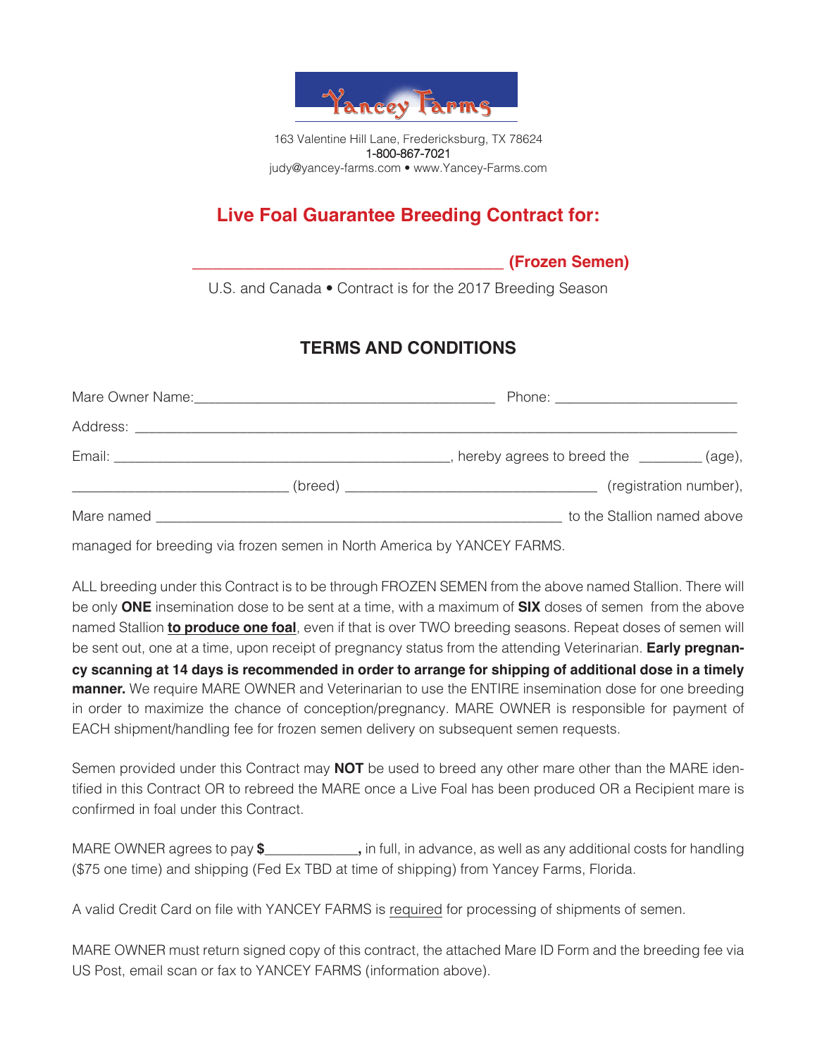Yancey Farms

163 Valentine Hill Lane, Fredericksburg, TX 78624
1-800-867-7021
judy@yancey-farms.com • www.Yancey-Farms.com

## Live Foal Guarantee Breeding Contract for:

______________________________________ **(Frozen Semen)**

U.S. and Canada • Contract is for the 2017 Breeding Season

## TERMS AND CONDITIONS

Mare Owner Name:_____________________________________ Phone: _______________________

Address: ___________________________________________________________________________

Email: ________________________________________, hereby agrees to breed the ________ (age),

___________________________ (breed) _______________________________ (registration number),

Mare named ____________________________________________________ to the Stallion named above

managed for breeding via frozen semen in North America by YANCEY FARMS.

ALL breeding under this Contract is to be through FROZEN SEMEN from the above named Stallion. There will be only **ONE** insemination dose to be sent at a time, with a maximum of **SIX** doses of semen from the above named Stallion **<u>to produce one foal</u>**, even if that is over TWO breeding seasons. Repeat doses of semen will be sent out, one at a time, upon receipt of pregnancy status from the attending Veterinarian. **Early pregnancy scanning at 14 days is recommended in order to arrange for shipping of additional dose in a timely manner.** We require MARE OWNER and Veterinarian to use the ENTIRE insemination dose for one breeding in order to maximize the chance of conception/pregnancy. MARE OWNER is responsible for payment of EACH shipment/handling fee for frozen semen delivery on subsequent semen requests.

Semen provided under this Contract may **NOT** be used to breed any other mare other than the MARE identified in this Contract OR to rebreed the MARE once a Live Foal has been produced OR a Recipient mare is confirmed in foal under this Contract.

MARE OWNER agrees to pay **$____________,** in full, in advance, as well as any additional costs for handling ($75 one time) and shipping (Fed Ex TBD at time of shipping) from Yancey Farms, Florida.

A valid Credit Card on file with YANCEY FARMS is <u>required</u> for processing of shipments of semen.

MARE OWNER must return signed copy of this contract, the attached Mare ID Form and the breeding fee via US Post, email scan or fax to YANCEY FARMS (information above).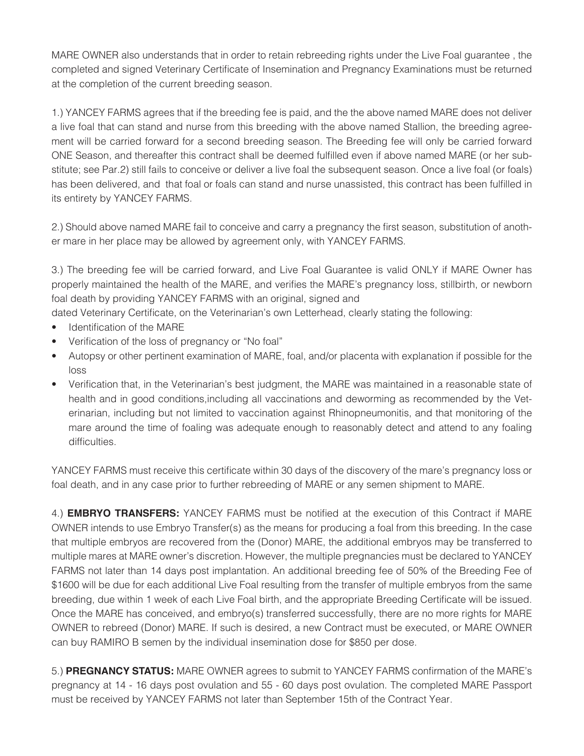MARE OWNER also understands that in order to retain rebreeding rights under the Live Foal guarantee , the completed and signed Veterinary Certificate of Insemination and Pregnancy Examinations must be returned at the completion of the current breeding season.

1.) YANCEY FARMS agrees that if the breeding fee is paid, and the the above named MARE does not deliver a live foal that can stand and nurse from this breeding with the above named Stallion, the breeding agreement will be carried forward for a second breeding season. The Breeding fee will only be carried forward ONE Season, and thereafter this contract shall be deemed fulfilled even if above named MARE (or her substitute; see Par.2) still fails to conceive or deliver a live foal the subsequent season. Once a live foal (or foals) has been delivered, and that foal or foals can stand and nurse unassisted, this contract has been fulfilled in its entirety by YANCEY FARMS.

2.) Should above named MARE fail to conceive and carry a pregnancy the first season, substitution of another mare in her place may be allowed by agreement only, with YANCEY FARMS.

3.) The breeding fee will be carried forward, and Live Foal Guarantee is valid ONLY if MARE Owner has properly maintained the health of the MARE, and verifies the MARE's pregnancy loss, stillbirth, or newborn foal death by providing YANCEY FARMS with an original, signed and dated Veterinary Certificate, on the Veterinarian's own Letterhead, clearly stating the following:

- Identification of the MARE
- Verification of the loss of pregnancy or "No foal"
- Autopsy or other pertinent examination of MARE, foal, and/or placenta with explanation if possible for the loss
- Verification that, in the Veterinarian's best judgment, the MARE was maintained in a reasonable state of health and in good conditions,including all vaccinations and deworming as recommended by the Veterinarian, including but not limited to vaccination against Rhinopneumonitis, and that monitoring of the mare around the time of foaling was adequate enough to reasonably detect and attend to any foaling difficulties.

YANCEY FARMS must receive this certificate within 30 days of the discovery of the mare's pregnancy loss or foal death, and in any case prior to further rebreeding of MARE or any semen shipment to MARE.

4.) **EMBRYO TRANSFERS:** YANCEY FARMS must be notified at the execution of this Contract if MARE OWNER intends to use Embryo Transfer(s) as the means for producing a foal from this breeding. In the case that multiple embryos are recovered from the (Donor) MARE, the additional embryos may be transferred to multiple mares at MARE owner's discretion. However, the multiple pregnancies must be declared to YANCEY FARMS not later than 14 days post implantation. An additional breeding fee of 50% of the Breeding Fee of $1600 will be due for each additional Live Foal resulting from the transfer of multiple embryos from the same breeding, due within 1 week of each Live Foal birth, and the appropriate Breeding Certificate will be issued. Once the MARE has conceived, and embryo(s) transferred successfully, there are no more rights for MARE OWNER to rebreed (Donor) MARE. If such is desired, a new Contract must be executed, or MARE OWNER can buy RAMIRO B semen by the individual insemination dose for $850 per dose.

5.) **PREGNANCY STATUS:** MARE OWNER agrees to submit to YANCEY FARMS confirmation of the MARE's pregnancy at 14 - 16 days post ovulation and 55 - 60 days post ovulation. The completed MARE Passport must be received by YANCEY FARMS not later than September 15th of the Contract Year.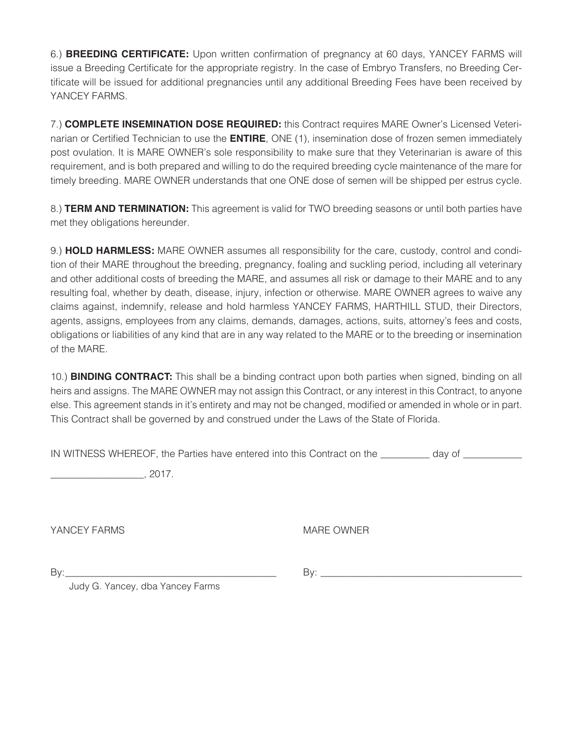6.) **BREEDING CERTIFICATE:** Upon written confirmation of pregnancy at 60 days, YANCEY FARMS will issue a Breeding Certificate for the appropriate registry. In the case of Embryo Transfers, no Breeding Certificate will be issued for additional pregnancies until any additional Breeding Fees have been received by YANCEY FARMS.

7.) **COMPLETE INSEMINATION DOSE REQUIRED:** this Contract requires MARE Owner's Licensed Veterinarian or Certified Technician to use the **ENTIRE**, ONE (1), insemination dose of frozen semen immediately post ovulation. It is MARE OWNER's sole responsibility to make sure that they Veterinarian is aware of this requirement, and is both prepared and willing to do the required breeding cycle maintenance of the mare for timely breeding. MARE OWNER understands that one ONE dose of semen will be shipped per estrus cycle.

8.) **TERM AND TERMINATION:** This agreement is valid for TWO breeding seasons or until both parties have met they obligations hereunder.

9.) **HOLD HARMLESS:** MARE OWNER assumes all responsibility for the care, custody, control and condition of their MARE throughout the breeding, pregnancy, foaling and suckling period, including all veterinary and other additional costs of breeding the MARE, and assumes all risk or damage to their MARE and to any resulting foal, whether by death, disease, injury, infection or otherwise. MARE OWNER agrees to waive any claims against, indemnify, release and hold harmless YANCEY FARMS, HARTHILL STUD, their Directors, agents, assigns, employees from any claims, demands, damages, actions, suits, attorney's fees and costs, obligations or liabilities of any kind that are in any way related to the MARE or to the breeding or insemination of the MARE.

10.) **BINDING CONTRACT:** This shall be a binding contract upon both parties when signed, binding on all heirs and assigns. The MARE OWNER may not assign this Contract, or any interest in this Contract, to anyone else. This agreement stands in it's entirety and may not be changed, modified or amended in whole or in part. This Contract shall be governed by and construed under the Laws of the State of Florida.

IN WITNESS WHEREOF, the Parties have entered into this Contract on the _________ day of ___________ _________________, 2017.

YANCEY FARMS

By:_________________________________________
Judy G. Yancey, dba Yancey Farms

MARE OWNER

By: _______________________________________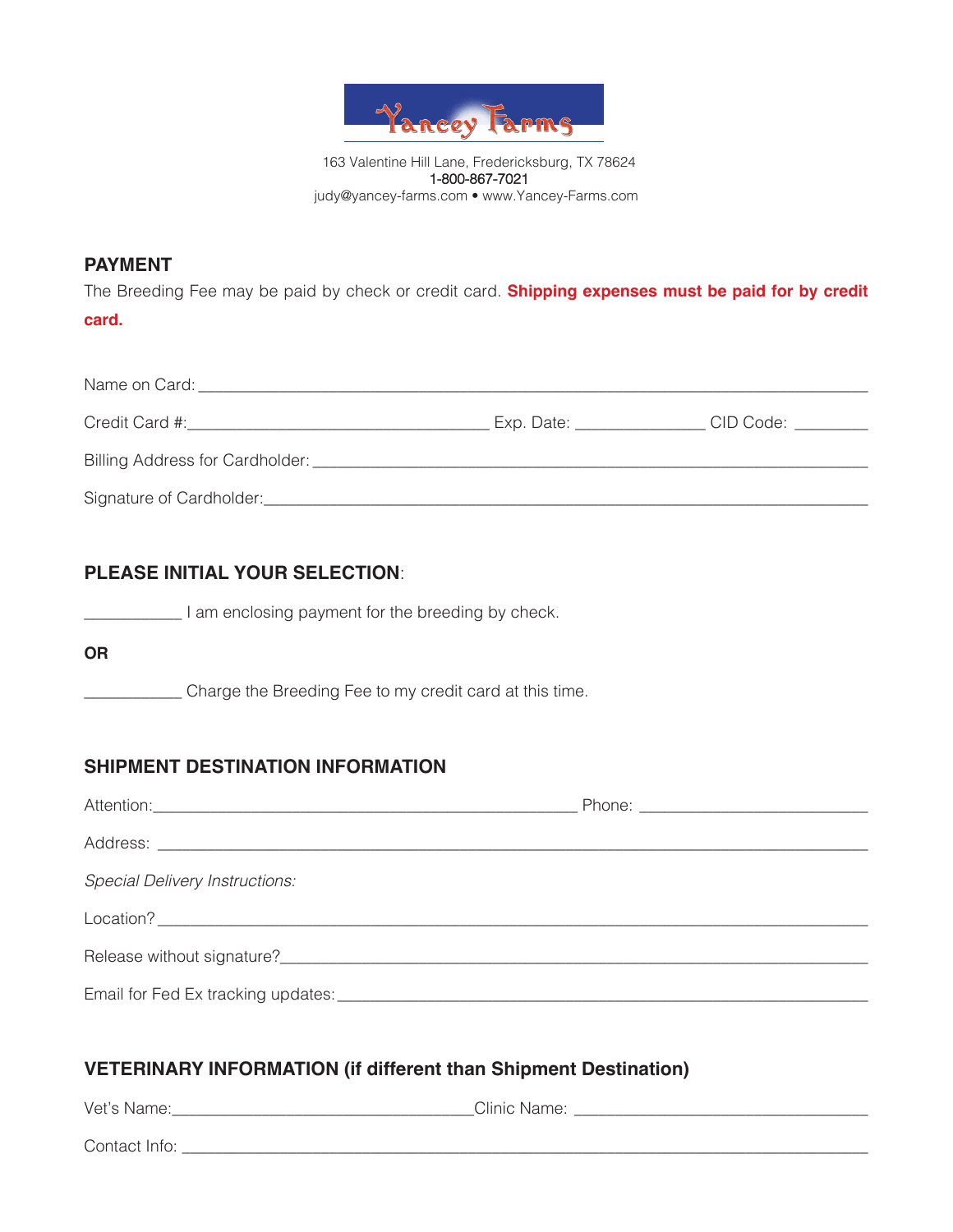Yancey Farms

163 Valentine Hill Lane, Fredericksburg, TX 78624
1-800-867-7021
judy@yancey-farms.com • www.Yancey-Farms.com

## PAYMENT

The Breeding Fee may be paid by check or credit card. **Shipping expenses must be paid for by credit card.**

Name on Card: ____________________________________________________________

Credit Card #:______________________________ Exp. Date: _____________ CID Code: ________

Billing Address for Cardholder: ____________________________________________________

Signature of Cardholder:_________________________________________________________

## PLEASE INITIAL YOUR SELECTION:

__________ I am enclosing payment for the breeding by check.

**OR**

__________ Charge the Breeding Fee to my credit card at this time.

## SHIPMENT DESTINATION INFORMATION

Attention:____________________________________________ Phone: ______________________

Address: _______________________________________________________________________

*Special Delivery Instructions:*

Location? ______________________________________________________________________

Release without signature?_______________________________________________________

Email for Fed Ex tracking updates:_________________________________________________

## VETERINARY INFORMATION (if different than Shipment Destination)

Vet's Name:______________________________Clinic Name: ______________________________

Contact Info: ____________________________________________________________________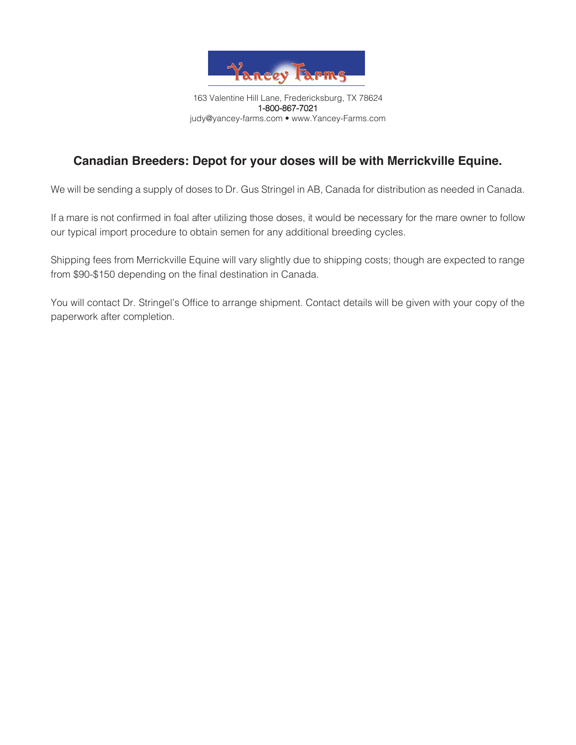Yancey Farms

163 Valentine Hill Lane, Fredericksburg, TX 78624
1-800-867-7021
judy@yancey-farms.com • www.Yancey-Farms.com

## Canadian Breeders: Depot for your doses will be with Merrickville Equine.

We will be sending a supply of doses to Dr. Gus Stringel in AB, Canada for distribution as needed in Canada.

If a mare is not confirmed in foal after utilizing those doses, it would be necessary for the mare owner to follow our typical import procedure to obtain semen for any additional breeding cycles.

Shipping fees from Merrickville Equine will vary slightly due to shipping costs; though are expected to range from $90-$150 depending on the final destination in Canada.

You will contact Dr. Stringel's Office to arrange shipment. Contact details will be given with your copy of the paperwork after completion.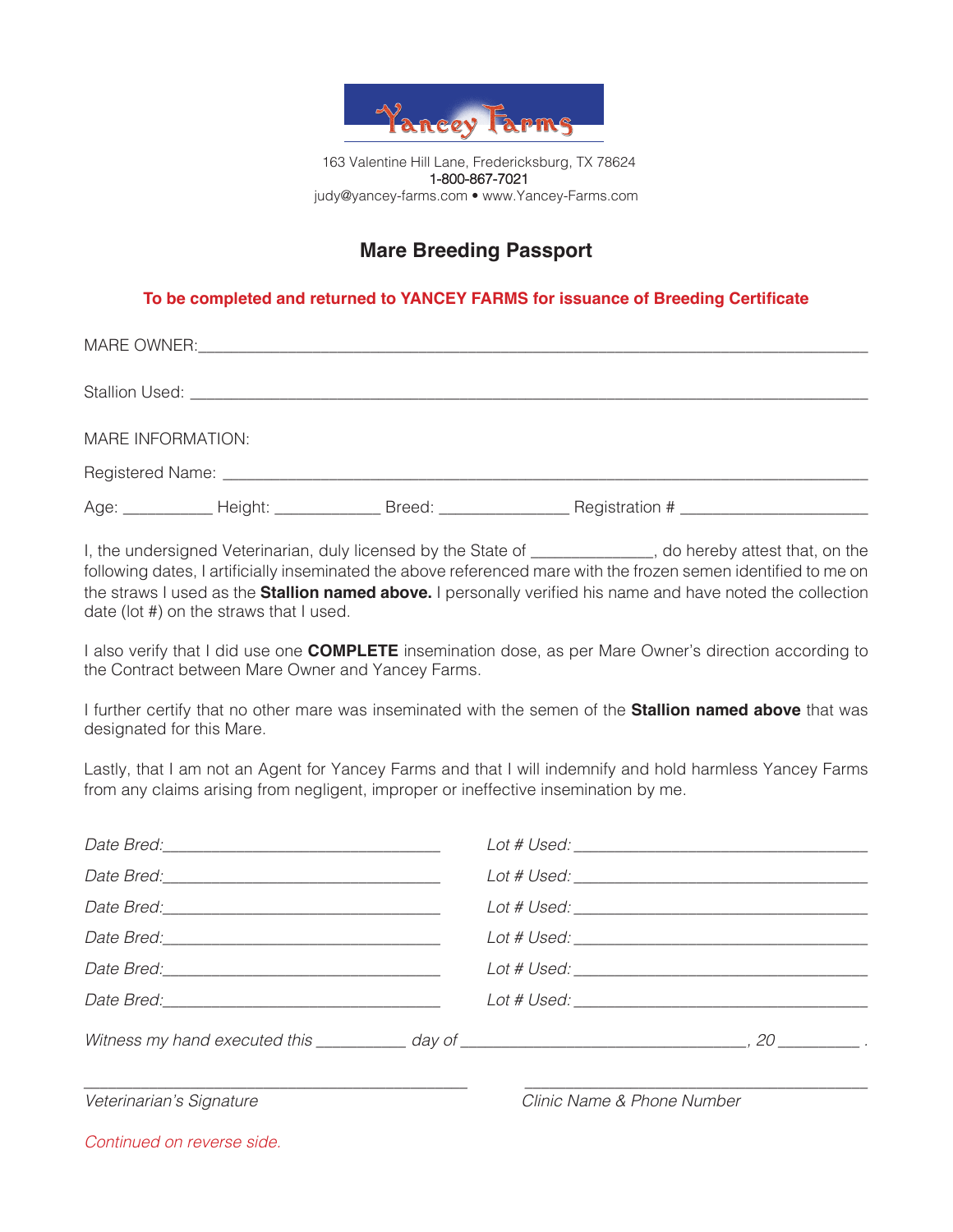Yancey Farms

163 Valentine Hill Lane, Fredericksburg, TX 78624
1-800-867-7021
judy@yancey-farms.com • www.Yancey-Farms.com

# Mare Breeding Passport

**To be completed and returned to YANCEY FARMS for issuance of Breeding Certificate**

MARE OWNER:_______________________________________________________________

Stallion Used: _______________________________________________________________

MARE INFORMATION:

Registered Name: _____________________________________________________________

Age: __________ Height: ____________ Breed: _______________ Registration # _____________________

I, the undersigned Veterinarian, duly licensed by the State of _____________, do hereby attest that, on the following dates, I artificially inseminated the above referenced mare with the frozen semen identified to me on the straws I used as the **Stallion named above.** I personally verified his name and have noted the collection date (lot #) on the straws that I used.

I also verify that I did use one **COMPLETE** insemination dose, as per Mare Owner's direction according to the Contract between Mare Owner and Yancey Farms.

I further certify that no other mare was inseminated with the semen of the **Stallion named above** that was designated for this Mare.

Lastly, that I am not an Agent for Yancey Farms and that I will indemnify and hold harmless Yancey Farms from any claims arising from negligent, improper or ineffective insemination by me.

*Date Bred:*________________________________ *Lot # Used:* __________________________________

*Date Bred:*________________________________ *Lot # Used:* __________________________________

*Date Bred:*________________________________ *Lot # Used:* __________________________________

*Date Bred:*________________________________ *Lot # Used:* __________________________________

*Date Bred:*________________________________ *Lot # Used:* __________________________________

*Date Bred:*________________________________ *Lot # Used:* __________________________________

*Witness my hand executed this __________ day of ________________________________, 20 _________ .*

______________________________________________ ________________________________________

*Veterinarian's Signature* *Clinic Name & Phone Number*

*Continued on reverse side.*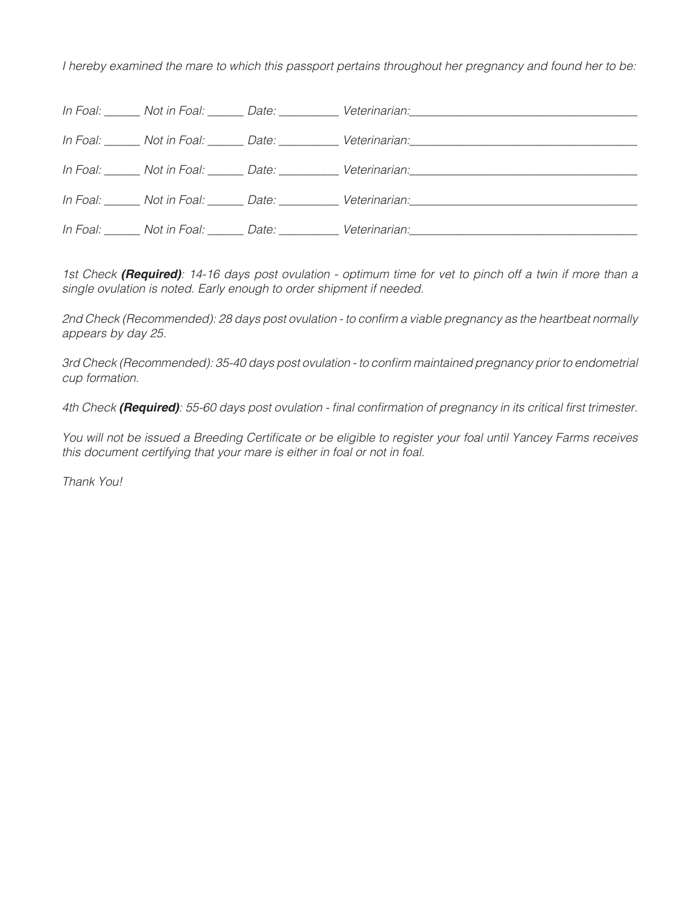*I hereby examined the mare to which this passport pertains throughout her pregnancy and found her to be:*

*In Foal:* ______ *Not in Foal:* ______ *Date:* __________ *Veterinarian:*____________________________________

*In Foal:* ______ *Not in Foal:* ______ *Date:* __________ *Veterinarian:*____________________________________

*In Foal:* ______ *Not in Foal:* ______ *Date:* __________ *Veterinarian:*____________________________________

*In Foal:* ______ *Not in Foal:* ______ *Date:* __________ *Veterinarian:*____________________________________

*In Foal:* ______ *Not in Foal:* ______ *Date:* __________ *Veterinarian:*____________________________________

*1st Check* ***(Required)****: 14-16 days post ovulation - optimum time for vet to pinch off a twin if more than a single ovulation is noted. Early enough to order shipment if needed.*

*2nd Check (Recommended): 28 days post ovulation - to confirm a viable pregnancy as the heartbeat normally appears by day 25.*

*3rd Check (Recommended): 35-40 days post ovulation - to confirm maintained pregnancy prior to endometrial cup formation.*

*4th Check* ***(Required)****: 55-60 days post ovulation - final confirmation of pregnancy in its critical first trimester.*

*You will not be issued a Breeding Certificate or be eligible to register your foal until Yancey Farms receives this document certifying that your mare is either in foal or not in foal.*

*Thank You!*